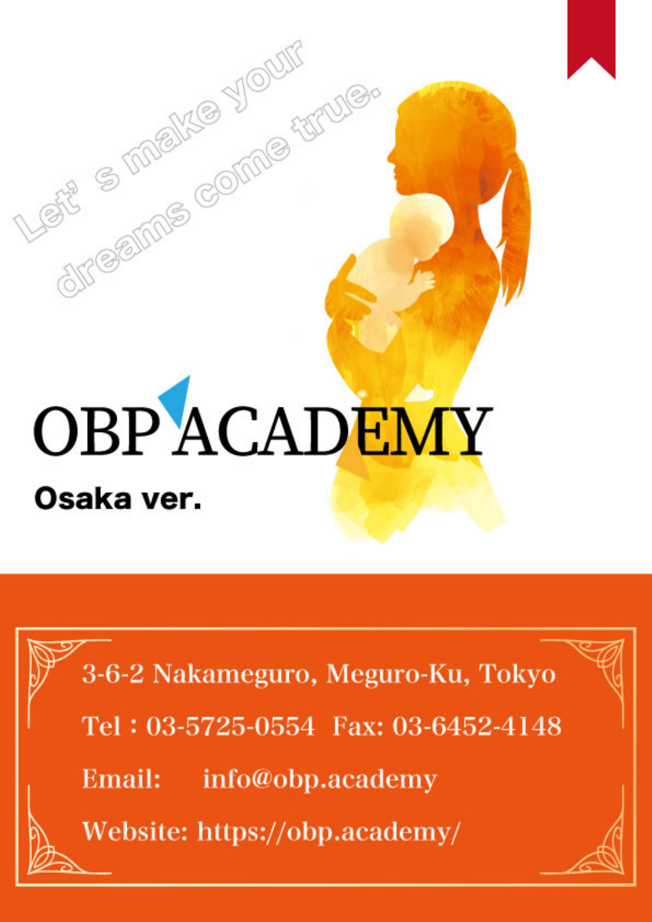Let' s make your dreams come true.

# OBP ACADEMY

**Osaka ver.**

3-6-2 Nakameguro, Meguro-Ku, Tokyo

Tel : 03-5725-0554 Fax: 03-6452-4148

Email: info@obp.academy

Website: https://obp.academy/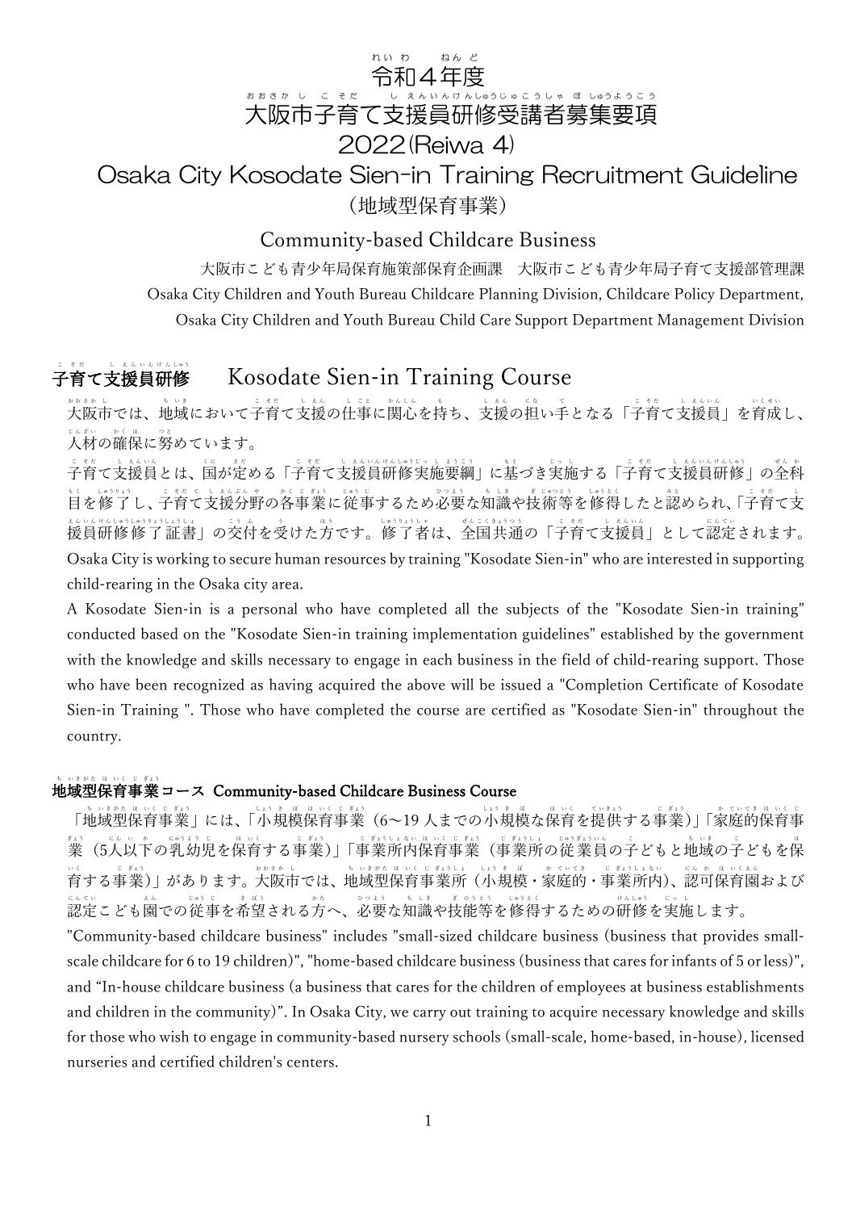# 令和４年度
# 大阪市子育て支援員研修受講者募集要項
# 2022(Reiwa 4)
# Osaka City Kosodate Sien-in Training Recruitment Guideline

（地域型保育事業）

Community-based Childcare Business

大阪市こども青少年局保育施策部保育企画課　大阪市こども青少年局子育て支援部管理課

Osaka City Children and Youth Bureau Childcare Planning Division, Childcare Policy Department,

Osaka City Children and Youth Bureau Child Care Support Department Management Division

## 子育て支援員研修　Kosodate Sien-in Training Course

大阪市では、地域において子育て支援の仕事に関心を持ち、支援の担い手となる「子育て支援員」を育成し、人材の確保に努めています。

子育て支援員とは、国が定める「子育て支援員研修実施要綱」に基づき実施する「子育て支援員研修」の全科目を修了し、子育て支援分野の各事業に従事するため必要な知識や技術等を修得したと認められ、「子育て支援員研修修了証書」の交付を受けた方です。修了者は、全国共通の「子育て支援員」として認定されます。

Osaka City is working to secure human resources by training "Kosodate Sien-in" who are interested in supporting child-rearing in the Osaka city area.

A Kosodate Sien-in is a personal who have completed all the subjects of the "Kosodate Sien-in training" conducted based on the "Kosodate Sien-in training implementation guidelines" established by the government with the knowledge and skills necessary to engage in each business in the field of child-rearing support. Those who have been recognized as having acquired the above will be issued a "Completion Certificate of Kosodate Sien-in Training ". Those who have completed the course are certified as "Kosodate Sien-in" throughout the country.

### 地域型保育事業コース　Community-based Childcare Business Course

「地域型保育事業」には、「小規模保育事業（6～19 人までの小規模な保育を提供する事業）」「家庭的保育事業（5人以下の乳幼児を保育する事業）」「事業所内保育事業（事業所の従業員の子どもと地域の子どもを保育する事業）」があります。大阪市では、地域型保育事業所（小規模・家庭的・事業所内）、認可保育園および認定こども園での従事を希望される方へ、必要な知識や技能等を修得するための研修を実施します。

"Community-based childcare business" includes "small-sized childcare business (business that provides small-scale childcare for 6 to 19 children)", "home-based childcare business (business that cares for infants of 5 or less)", and “In-house childcare business (a business that cares for the children of employees at business establishments and children in the community)”. In Osaka City, we carry out training to acquire necessary knowledge and skills for those who wish to engage in community-based nursery schools (small-scale, home-based, in-house), licensed nurseries and certified children's centers.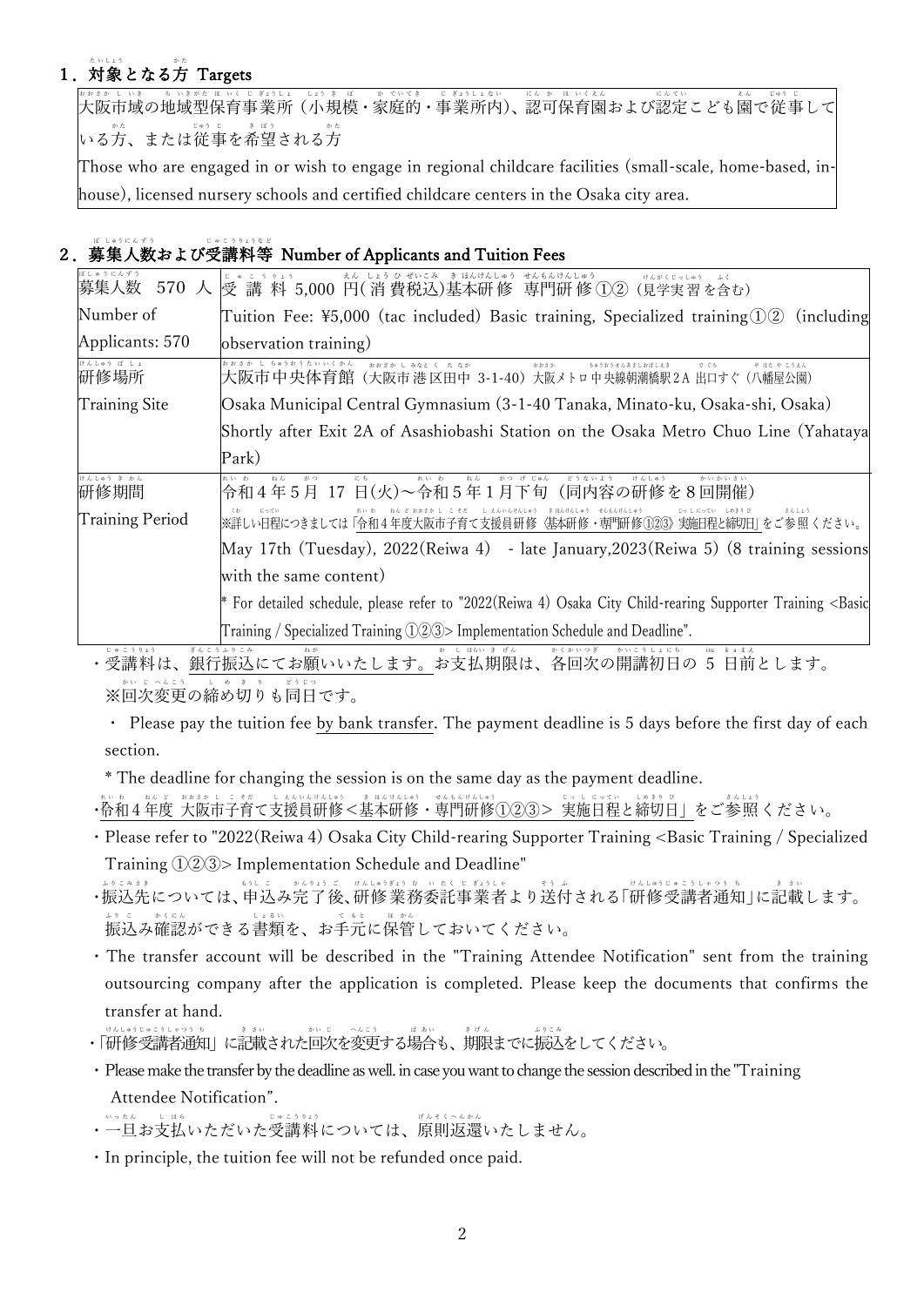## 1．対象となる方 Targets

大阪市域の地域型保育事業所（小規模・家庭的・事業所内）、認可保育園および認定こども園で従事している方、または従事を希望される方

Those who are engaged in or wish to engage in regional childcare facilities (small-scale, home-based, in-house), licensed nursery schools and certified childcare centers in the Osaka city area.

## 2．募集人数および受講料等 Number of Applicants and Tuition Fees

| | |
|---|---|
| 募集人数 570 人<br>Number of Applicants: 570 | 受講料 5,000 円(消費税込)基本研修 専門研修①②（見学実習を含む）<br>Tuition Fee: ¥5,000 (tac included) Basic training, Specialized training①② (including observation training) |
| 研修場所<br>Training Site | 大阪市中央体育館（大阪市港区田中 3-1-40）大阪メトロ中央線朝潮橋駅 2A 出口すぐ（八幡屋公園）<br>Osaka Municipal Central Gymnasium (3-1-40 Tanaka, Minato-ku, Osaka-shi, Osaka)<br>Shortly after Exit 2A of Asashiobashi Station on the Osaka Metro Chuo Line (Yahataya Park) |
| 研修期間<br>Training Period | 令和 4 年 5 月 17 日(火)～令和 5 年 1 月下旬（同内容の研修を 8 回開催）<br>※詳しい日程につきましては「令和 4 年度大阪市子育て支援員研修〈基本研修・専門研修①②③〉実施日程と締切日」をご参照ください。<br>May 17th (Tuesday), 2022(Reiwa 4) - late January,2023(Reiwa 5) (8 training sessions with the same content)<br>* For detailed schedule, please refer to "2022(Reiwa 4) Osaka City Child-rearing Supporter Training <Basic Training / Specialized Training ①②③> Implementation Schedule and Deadline". |

・受講料は、銀行振込にてお願いいたします。お支払期限は、各回次の開講初日の 5 日前とします。
※回次変更の締め切りも同日です。

・ Please pay the tuition fee by bank transfer. The payment deadline is 5 days before the first day of each section.

* The deadline for changing the session is on the same day as the payment deadline.

・令和 4 年度 大阪市子育て支援員研修＜基本研修・専門研修①②③＞ 実施日程と締切日」をご参照ください。

・Please refer to "2022(Reiwa 4) Osaka City Child-rearing Supporter Training <Basic Training / Specialized Training ①②③> Implementation Schedule and Deadline"

・振込先については、申込み完了後、研修業務委託事業者より送付される「研修受講者通知」に記載します。
振込み確認ができる書類を、お手元に保管しておいてください。

・The transfer account will be described in the "Training Attendee Notification" sent from the training outsourcing company after the application is completed. Please keep the documents that confirms the transfer at hand.

・「研修受講者通知」に記載された回次を変更する場合も、期限までに振込をしてください。

・Please make the transfer by the deadline as well. in case you want to change the session described in the "Training Attendee Notification".

・一旦お支払いいただいた受講料については、原則返還いたしません。

・In principle, the tuition fee will not be refunded once paid.